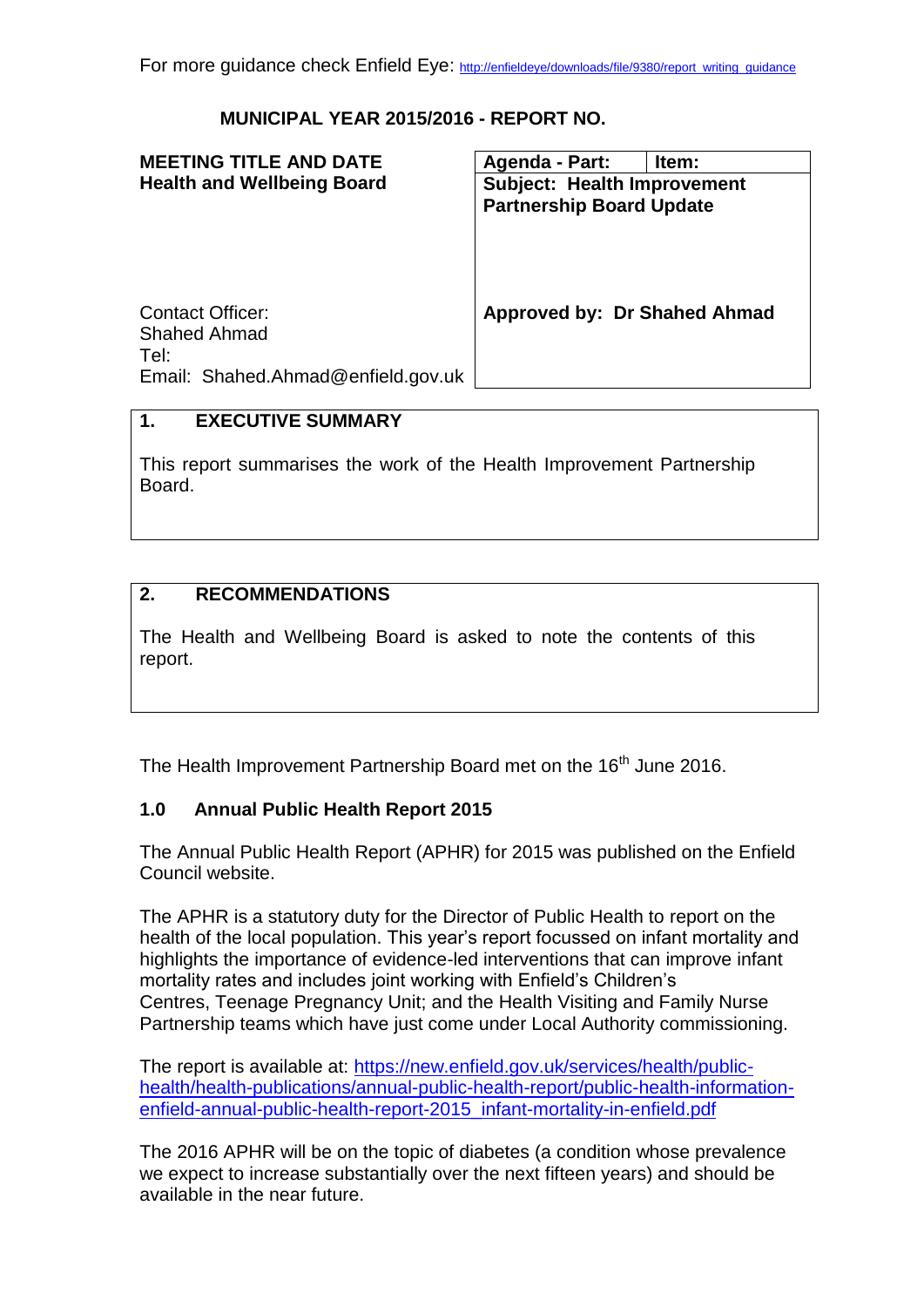For more guidance check Enfield Eye: http://enfieldeye/downloads/file/9380/report_writing_guidance

**MUNICIPAL YEAR 2015/2016 - REPORT NO.**

| **MEETING TITLE AND DATE**<br>**Health and Wellbeing Board** | **Agenda - Part:** | **Item:** |
|---|---|---|
| | **Subject: Health Improvement Partnership Board Update** | |
| Contact Officer:<br>Shahed Ahmad<br>Tel:<br>Email: Shahed.Ahmad@enfield.gov.uk | **Approved by: Dr Shahed Ahmad** | |

## 1. EXECUTIVE SUMMARY

This report summarises the work of the Health Improvement Partnership Board.

## 2. RECOMMENDATIONS

The Health and Wellbeing Board is asked to note the contents of this report.

The Health Improvement Partnership Board met on the 16th June 2016.

### 1.0 Annual Public Health Report 2015

The Annual Public Health Report (APHR) for 2015 was published on the Enfield Council website.

The APHR is a statutory duty for the Director of Public Health to report on the health of the local population. This year's report focussed on infant mortality and highlights the importance of evidence-led interventions that can improve infant mortality rates and includes joint working with Enfield's Children's Centres, Teenage Pregnancy Unit; and the Health Visiting and Family Nurse Partnership teams which have just come under Local Authority commissioning.

The report is available at: https://new.enfield.gov.uk/services/health/public-health/health-publications/annual-public-health-report/public-health-information-enfield-annual-public-health-report-2015_infant-mortality-in-enfield.pdf

The 2016 APHR will be on the topic of diabetes (a condition whose prevalence we expect to increase substantially over the next fifteen years) and should be available in the near future.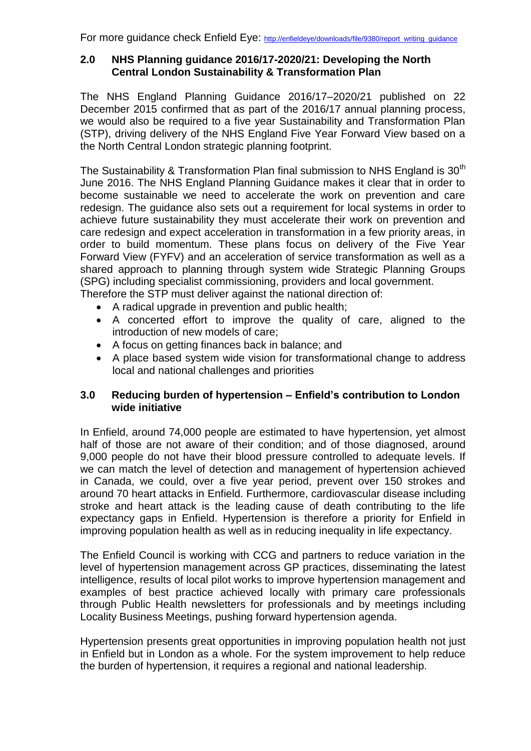For more guidance check Enfield Eye: http://enfieldeye/downloads/file/9380/report_writing_guidance

## 2.0 NHS Planning guidance 2016/17-2020/21: Developing the North Central London Sustainability & Transformation Plan

The NHS England Planning Guidance 2016/17–2020/21 published on 22 December 2015 confirmed that as part of the 2016/17 annual planning process, we would also be required to a five year Sustainability and Transformation Plan (STP), driving delivery of the NHS England Five Year Forward View based on a the North Central London strategic planning footprint.

The Sustainability & Transformation Plan final submission to NHS England is 30th June 2016. The NHS England Planning Guidance makes it clear that in order to become sustainable we need to accelerate the work on prevention and care redesign. The guidance also sets out a requirement for local systems in order to achieve future sustainability they must accelerate their work on prevention and care redesign and expect acceleration in transformation in a few priority areas, in order to build momentum. These plans focus on delivery of the Five Year Forward View (FYFV) and an acceleration of service transformation as well as a shared approach to planning through system wide Strategic Planning Groups (SPG) including specialist commissioning, providers and local government.
Therefore the STP must deliver against the national direction of:

- A radical upgrade in prevention and public health;
- A concerted effort to improve the quality of care, aligned to the introduction of new models of care;
- A focus on getting finances back in balance; and
- A place based system wide vision for transformational change to address local and national challenges and priorities

## 3.0 Reducing burden of hypertension – Enfield's contribution to London wide initiative

In Enfield, around 74,000 people are estimated to have hypertension, yet almost half of those are not aware of their condition; and of those diagnosed, around 9,000 people do not have their blood pressure controlled to adequate levels. If we can match the level of detection and management of hypertension achieved in Canada, we could, over a five year period, prevent over 150 strokes and around 70 heart attacks in Enfield. Furthermore, cardiovascular disease including stroke and heart attack is the leading cause of death contributing to the life expectancy gaps in Enfield. Hypertension is therefore a priority for Enfield in improving population health as well as in reducing inequality in life expectancy.

The Enfield Council is working with CCG and partners to reduce variation in the level of hypertension management across GP practices, disseminating the latest intelligence, results of local pilot works to improve hypertension management and examples of best practice achieved locally with primary care professionals through Public Health newsletters for professionals and by meetings including Locality Business Meetings, pushing forward hypertension agenda.

Hypertension presents great opportunities in improving population health not just in Enfield but in London as a whole. For the system improvement to help reduce the burden of hypertension, it requires a regional and national leadership.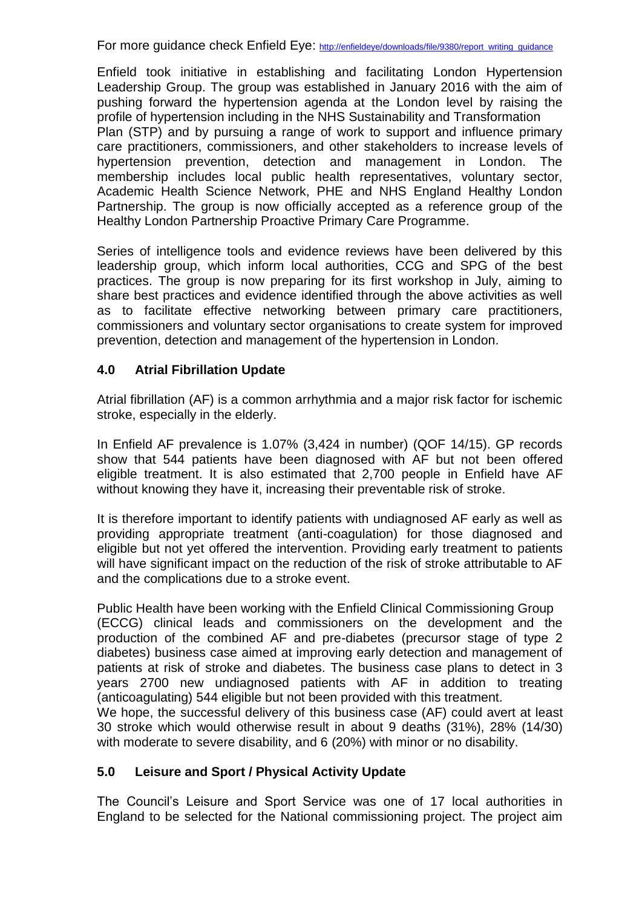For more guidance check Enfield Eye: http://enfieldeye/downloads/file/9380/report_writing_guidance

Enfield took initiative in establishing and facilitating London Hypertension Leadership Group. The group was established in January 2016 with the aim of pushing forward the hypertension agenda at the London level by raising the profile of hypertension including in the NHS Sustainability and Transformation Plan (STP) and by pursuing a range of work to support and influence primary care practitioners, commissioners, and other stakeholders to increase levels of hypertension prevention, detection and management in London. The membership includes local public health representatives, voluntary sector, Academic Health Science Network, PHE and NHS England Healthy London Partnership. The group is now officially accepted as a reference group of the Healthy London Partnership Proactive Primary Care Programme.

Series of intelligence tools and evidence reviews have been delivered by this leadership group, which inform local authorities, CCG and SPG of the best practices. The group is now preparing for its first workshop in July, aiming to share best practices and evidence identified through the above activities as well as to facilitate effective networking between primary care practitioners, commissioners and voluntary sector organisations to create system for improved prevention, detection and management of the hypertension in London.

## 4.0 Atrial Fibrillation Update

Atrial fibrillation (AF) is a common arrhythmia and a major risk factor for ischemic stroke, especially in the elderly.

In Enfield AF prevalence is 1.07% (3,424 in number) (QOF 14/15). GP records show that 544 patients have been diagnosed with AF but not been offered eligible treatment. It is also estimated that 2,700 people in Enfield have AF without knowing they have it, increasing their preventable risk of stroke.

It is therefore important to identify patients with undiagnosed AF early as well as providing appropriate treatment (anti-coagulation) for those diagnosed and eligible but not yet offered the intervention. Providing early treatment to patients will have significant impact on the reduction of the risk of stroke attributable to AF and the complications due to a stroke event.

Public Health have been working with the Enfield Clinical Commissioning Group (ECCG) clinical leads and commissioners on the development and the production of the combined AF and pre-diabetes (precursor stage of type 2 diabetes) business case aimed at improving early detection and management of patients at risk of stroke and diabetes. The business case plans to detect in 3 years 2700 new undiagnosed patients with AF in addition to treating (anticoagulating) 544 eligible but not been provided with this treatment.
We hope, the successful delivery of this business case (AF) could avert at least 30 stroke which would otherwise result in about 9 deaths (31%), 28% (14/30) with moderate to severe disability, and 6 (20%) with minor or no disability.

## 5.0 Leisure and Sport / Physical Activity Update

The Council's Leisure and Sport Service was one of 17 local authorities in England to be selected for the National commissioning project. The project aim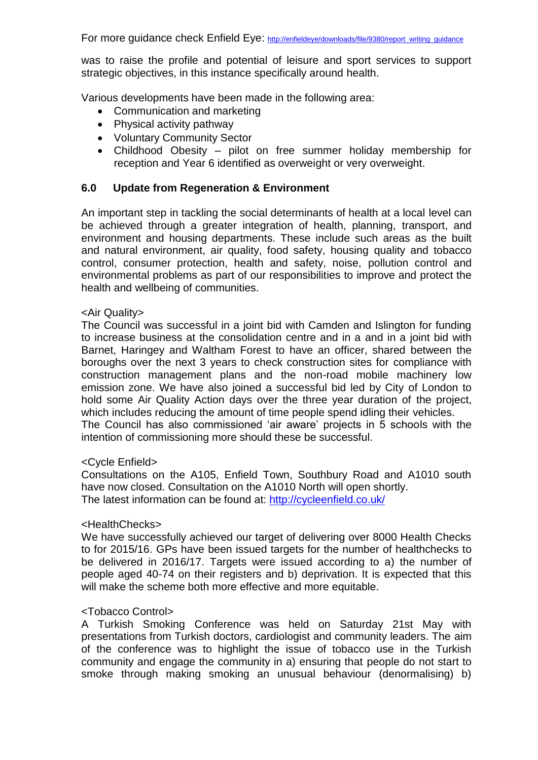For more guidance check Enfield Eye: http://enfieldeye/downloads/file/9380/report_writing_guidance

was to raise the profile and potential of leisure and sport services to support strategic objectives, in this instance specifically around health.

Various developments have been made in the following area:

- Communication and marketing
- Physical activity pathway
- Voluntary Community Sector
- Childhood Obesity – pilot on free summer holiday membership for reception and Year 6 identified as overweight or very overweight.

## 6.0 Update from Regeneration & Environment

An important step in tackling the social determinants of health at a local level can be achieved through a greater integration of health, planning, transport, and environment and housing departments. These include such areas as the built and natural environment, air quality, food safety, housing quality and tobacco control, consumer protection, health and safety, noise, pollution control and environmental problems as part of our responsibilities to improve and protect the health and wellbeing of communities.

<Air Quality>

The Council was successful in a joint bid with Camden and Islington for funding to increase business at the consolidation centre and in a and in a joint bid with Barnet, Haringey and Waltham Forest to have an officer, shared between the boroughs over the next 3 years to check construction sites for compliance with construction management plans and the non-road mobile machinery low emission zone. We have also joined a successful bid led by City of London to hold some Air Quality Action days over the three year duration of the project, which includes reducing the amount of time people spend idling their vehicles.
The Council has also commissioned 'air aware' projects in 5 schools with the intention of commissioning more should these be successful.

<Cycle Enfield>

Consultations on the A105, Enfield Town, Southbury Road and A1010 south have now closed. Consultation on the A1010 North will open shortly.
The latest information can be found at: http://cycleenfield.co.uk/

<HealthChecks>

We have successfully achieved our target of delivering over 8000 Health Checks to for 2015/16. GPs have been issued targets for the number of healthchecks to be delivered in 2016/17. Targets were issued according to a) the number of people aged 40-74 on their registers and b) deprivation. It is expected that this will make the scheme both more effective and more equitable.

<Tobacco Control>

A Turkish Smoking Conference was held on Saturday 21st May with presentations from Turkish doctors, cardiologist and community leaders. The aim of the conference was to highlight the issue of tobacco use in the Turkish community and engage the community in a) ensuring that people do not start to smoke through making smoking an unusual behaviour (denormalising) b)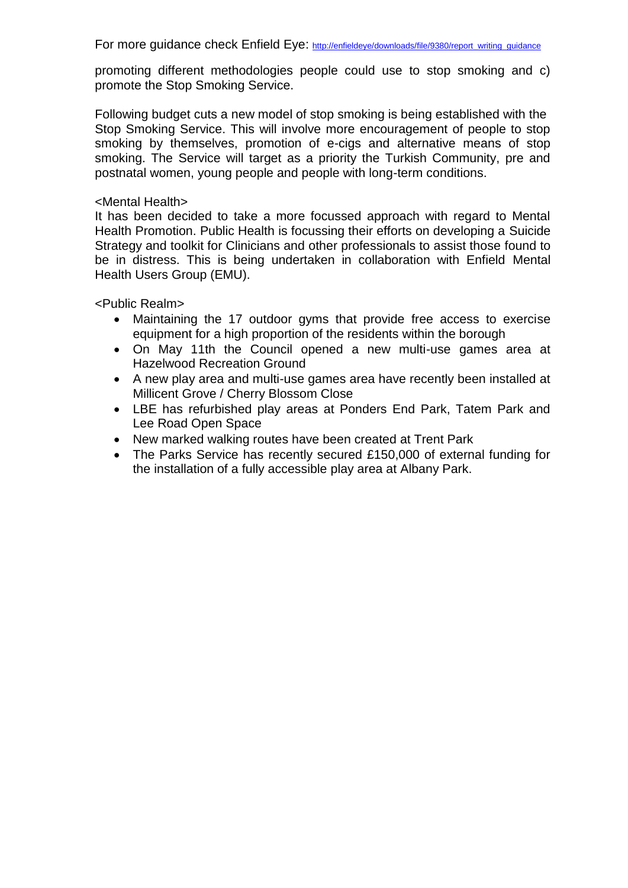For more guidance check Enfield Eye: http://enfieldeye/downloads/file/9380/report_writing_guidance

promoting different methodologies people could use to stop smoking and c) promote the Stop Smoking Service.

Following budget cuts a new model of stop smoking is being established with the Stop Smoking Service. This will involve more encouragement of people to stop smoking by themselves, promotion of e-cigs and alternative means of stop smoking. The Service will target as a priority the Turkish Community, pre and postnatal women, young people and people with long-term conditions.

<Mental Health>
It has been decided to take a more focussed approach with regard to Mental Health Promotion. Public Health is focussing their efforts on developing a Suicide Strategy and toolkit for Clinicians and other professionals to assist those found to be in distress. This is being undertaken in collaboration with Enfield Mental Health Users Group (EMU).

<Public Realm>

- Maintaining the 17 outdoor gyms that provide free access to exercise equipment for a high proportion of the residents within the borough
- On May 11th the Council opened a new multi-use games area at Hazelwood Recreation Ground
- A new play area and multi-use games area have recently been installed at Millicent Grove / Cherry Blossom Close
- LBE has refurbished play areas at Ponders End Park, Tatem Park and Lee Road Open Space
- New marked walking routes have been created at Trent Park
- The Parks Service has recently secured £150,000 of external funding for the installation of a fully accessible play area at Albany Park.